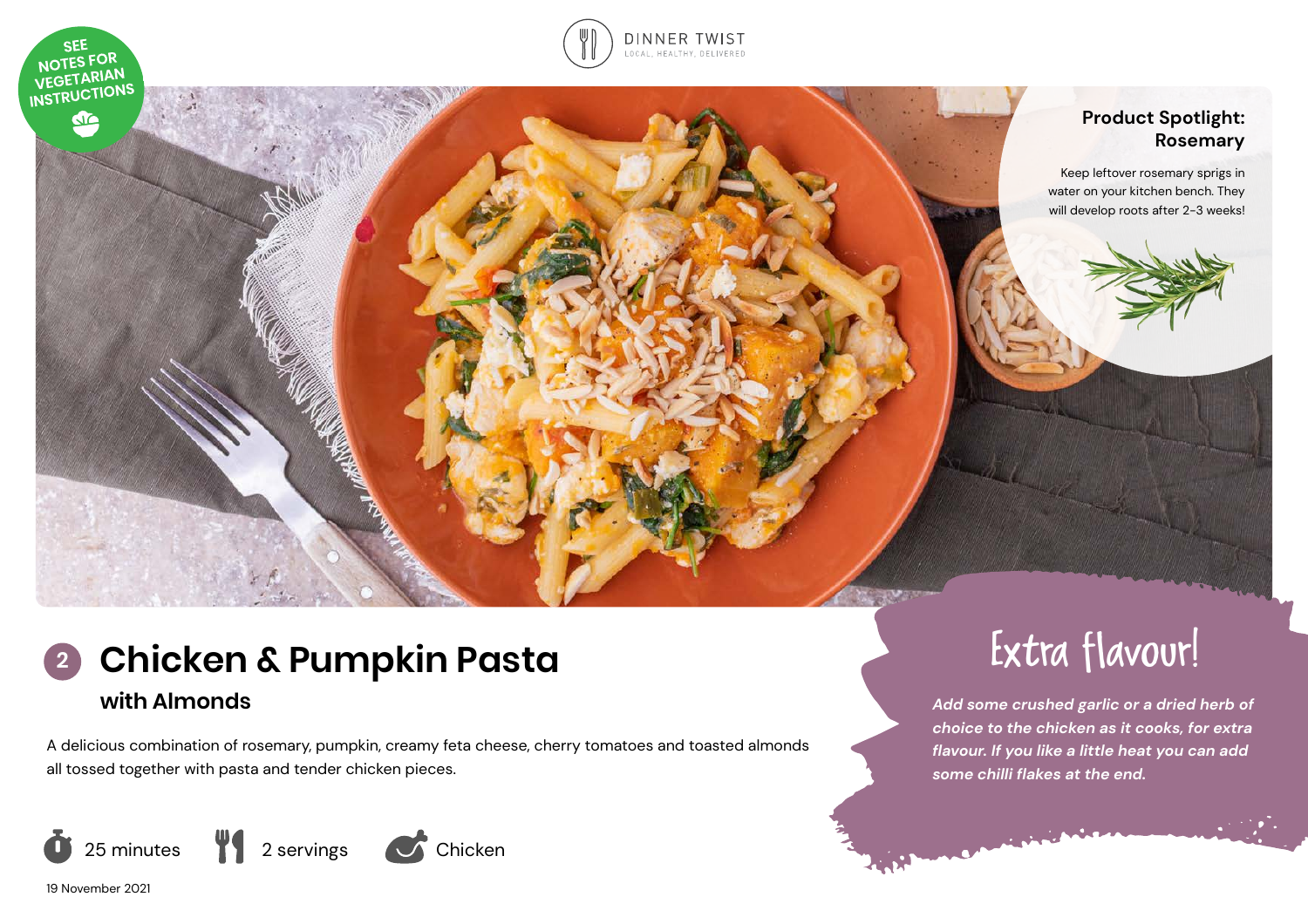SEE NOTES FOR VEGETARIAN INSTRUCTIONS

DINNER TWIST
LOCAL, HEALTHY, DELIVERED

**Product Spotlight: Rosemary**

Keep leftover rosemary sprigs in water on your kitchen bench. They will develop roots after 2-3 weeks!

# 2 Chicken & Pumpkin Pasta

## with Almonds

A delicious combination of rosemary, pumpkin, creamy feta cheese, cherry tomatoes and toasted almonds all tossed together with pasta and tender chicken pieces.

25 minutes | 2 servings | Chicken

19 November 2021

## Extra flavour!

*Add some crushed garlic or a dried herb of choice to the chicken as it cooks, for extra flavour. If you like a little heat you can add some chilli flakes at the end.*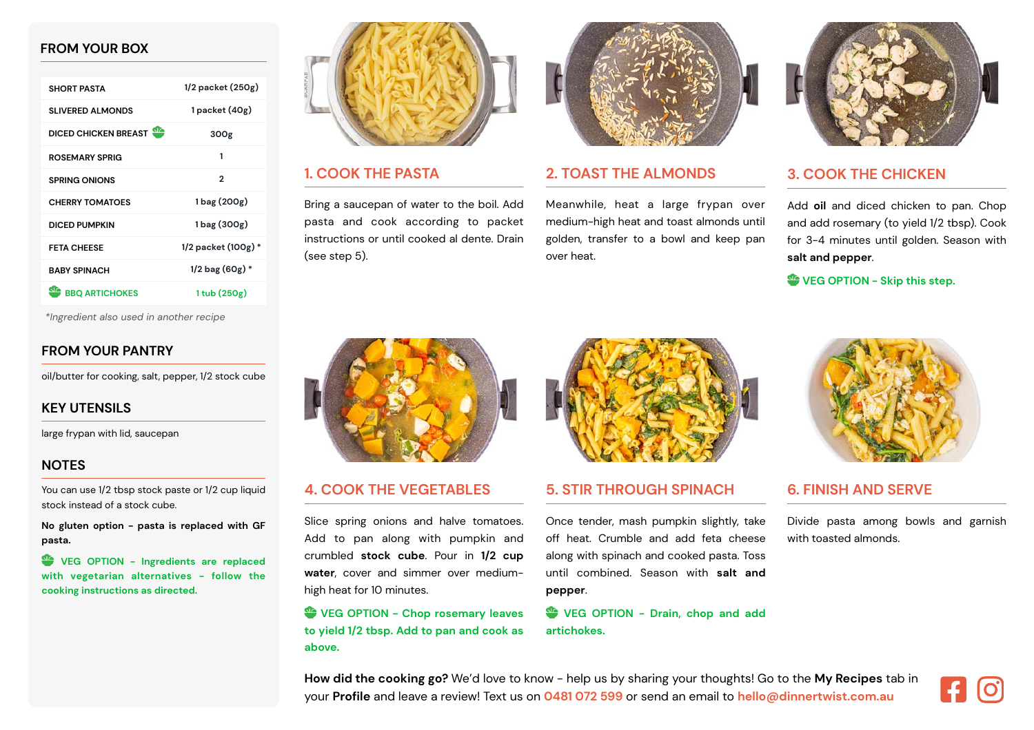## FROM YOUR BOX

| | |
|---|---|
| SHORT PASTA | 1/2 packet (250g) |
| SLIVERED ALMONDS | 1 packet (40g) |
| DICED CHICKEN BREAST | 300g |
| ROSEMARY SPRIG | 1 |
| SPRING ONIONS | 2 |
| CHERRY TOMATOES | 1 bag (200g) |
| DICED PUMPKIN | 1 bag (300g) |
| FETA CHEESE | 1/2 packet (100g) * |
| BABY SPINACH | 1/2 bag (60g) * |
| BBQ ARTICHOKES | 1 tub (250g) |

*\*Ingredient also used in another recipe*

## FROM YOUR PANTRY

oil/butter for cooking, salt, pepper, 1/2 stock cube

## KEY UTENSILS

large frypan with lid, saucepan

## NOTES

You can use 1/2 tbsp stock paste or 1/2 cup liquid stock instead of a stock cube.

**No gluten option - pasta is replaced with GF pasta.**

**VEG OPTION - Ingredients are replaced with vegetarian alternatives - follow the cooking instructions as directed.**

## 1. COOK THE PASTA

Bring a saucepan of water to the boil. Add pasta and cook according to packet instructions or until cooked al dente. Drain (see step 5).

## 2. TOAST THE ALMONDS

Meanwhile, heat a large frypan over medium-high heat and toast almonds until golden, transfer to a bowl and keep pan over heat.

## 3. COOK THE CHICKEN

Add **oil** and diced chicken to pan. Chop and add rosemary (to yield 1/2 tbsp). Cook for 3-4 minutes until golden. Season with **salt and pepper**.

**VEG OPTION - Skip this step.**

## 4. COOK THE VEGETABLES

Slice spring onions and halve tomatoes. Add to pan along with pumpkin and crumbled **stock cube**. Pour in **1/2 cup water**, cover and simmer over medium-high heat for 10 minutes.

**VEG OPTION - Chop rosemary leaves to yield 1/2 tbsp. Add to pan and cook as above.**

## 5. STIR THROUGH SPINACH

Once tender, mash pumpkin slightly, take off heat. Crumble and add feta cheese along with spinach and cooked pasta. Toss until combined. Season with **salt and pepper**.

**VEG OPTION - Drain, chop and add artichokes.**

## 6. FINISH AND SERVE

Divide pasta among bowls and garnish with toasted almonds.

**How did the cooking go?** We'd love to know - help us by sharing your thoughts! Go to the **My Recipes** tab in your **Profile** and leave a review! Text us on 0481 072 599 or send an email to hello@dinnertwist.com.au